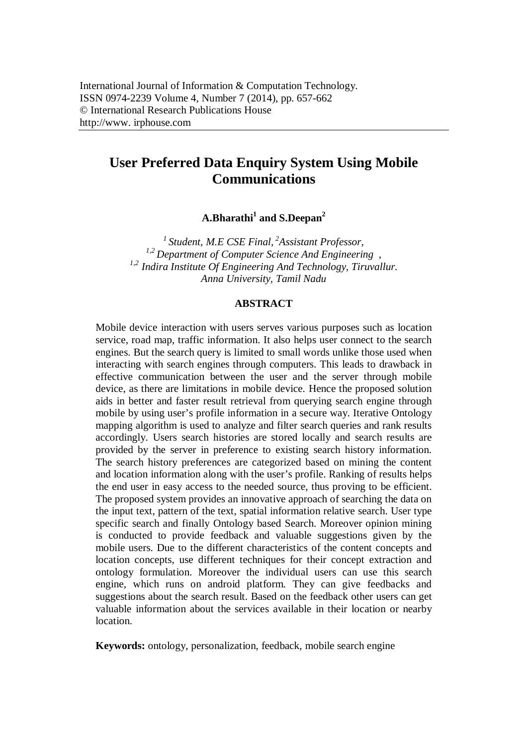International Journal of Information & Computation Technology.
ISSN 0974-2239 Volume 4, Number 7 (2014), pp. 657-662
© International Research Publications House
http://www. irphouse.com

# User Preferred Data Enquiry System Using Mobile Communications

**A.Bharathi[1] and S.Deepan[2]**

*[1] Student, M.E CSE Final, [2]Assistant Professor,*
*[1,2] Department of Computer Science And Engineering ,*
*[1,2] Indira Institute Of Engineering And Technology, Tiruvallur.*
*Anna University, Tamil Nadu*

## ABSTRACT

Mobile device interaction with users serves various purposes such as location service, road map, traffic information. It also helps user connect to the search engines. But the search query is limited to small words unlike those used when interacting with search engines through computers. This leads to drawback in effective communication between the user and the server through mobile device, as there are limitations in mobile device. Hence the proposed solution aids in better and faster result retrieval from querying search engine through mobile by using user's profile information in a secure way. Iterative Ontology mapping algorithm is used to analyze and filter search queries and rank results accordingly. Users search histories are stored locally and search results are provided by the server in preference to existing search history information. The search history preferences are categorized based on mining the content and location information along with the user's profile. Ranking of results helps the end user in easy access to the needed source, thus proving to be efficient. The proposed system provides an innovative approach of searching the data on the input text, pattern of the text, spatial information relative search. User type specific search and finally Ontology based Search. Moreover opinion mining is conducted to provide feedback and valuable suggestions given by the mobile users. Due to the different characteristics of the content concepts and location concepts, use different techniques for their concept extraction and ontology formulation. Moreover the individual users can use this search engine, which runs on android platform. They can give feedbacks and suggestions about the search result. Based on the feedback other users can get valuable information about the services available in their location or nearby location.

**Keywords:** ontology, personalization, feedback, mobile search engine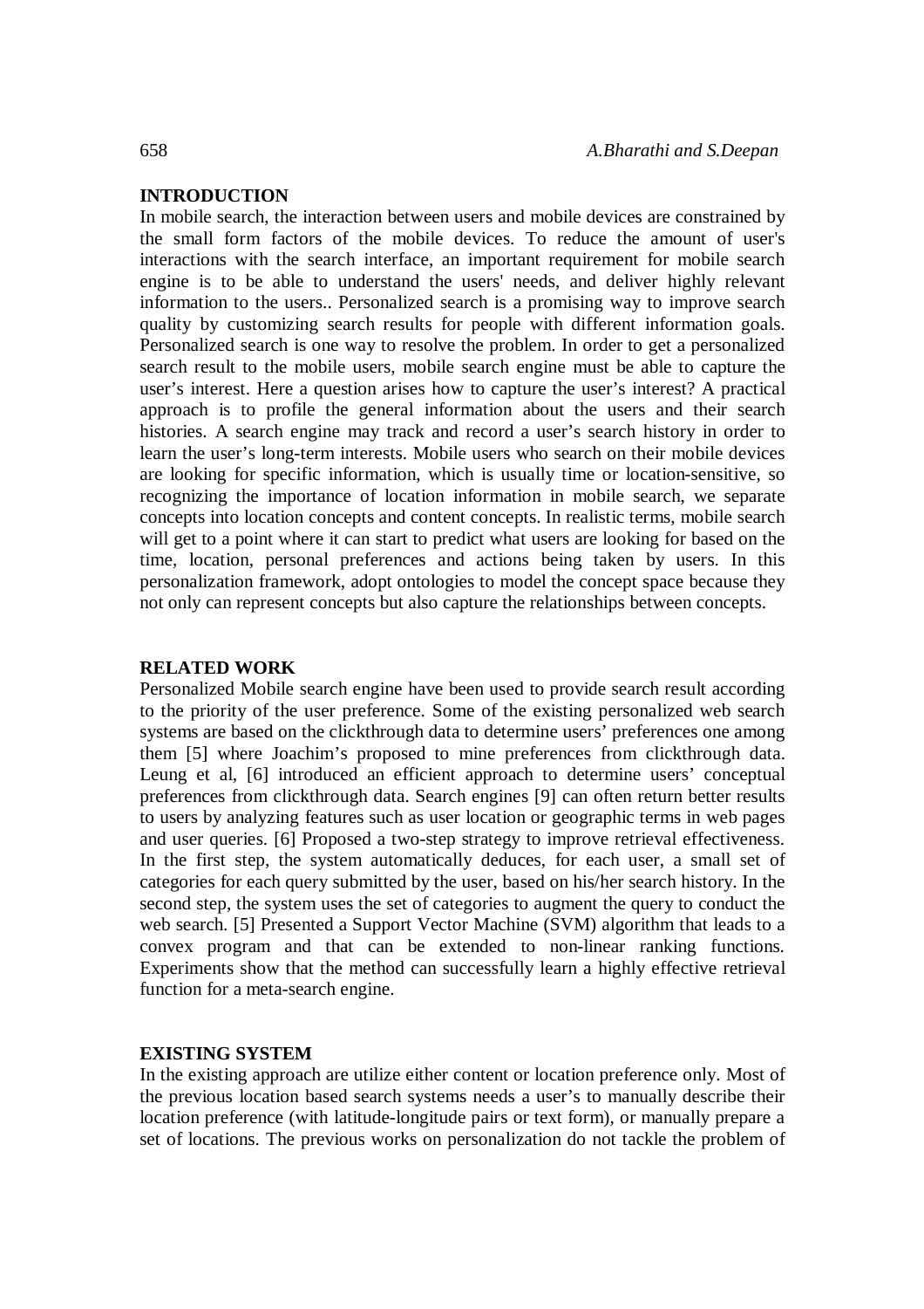## INTRODUCTION

In mobile search, the interaction between users and mobile devices are constrained by the small form factors of the mobile devices. To reduce the amount of user's interactions with the search interface, an important requirement for mobile search engine is to be able to understand the users' needs, and deliver highly relevant information to the users.. Personalized search is a promising way to improve search quality by customizing search results for people with different information goals. Personalized search is one way to resolve the problem. In order to get a personalized search result to the mobile users, mobile search engine must be able to capture the user's interest. Here a question arises how to capture the user's interest? A practical approach is to profile the general information about the users and their search histories. A search engine may track and record a user's search history in order to learn the user's long-term interests. Mobile users who search on their mobile devices are looking for specific information, which is usually time or location-sensitive, so recognizing the importance of location information in mobile search, we separate concepts into location concepts and content concepts. In realistic terms, mobile search will get to a point where it can start to predict what users are looking for based on the time, location, personal preferences and actions being taken by users. In this personalization framework, adopt ontologies to model the concept space because they not only can represent concepts but also capture the relationships between concepts.

## RELATED WORK

Personalized Mobile search engine have been used to provide search result according to the priority of the user preference. Some of the existing personalized web search systems are based on the clickthrough data to determine users' preferences one among them [5] where Joachim's proposed to mine preferences from clickthrough data. Leung et al, [6] introduced an efficient approach to determine users' conceptual preferences from clickthrough data. Search engines [9] can often return better results to users by analyzing features such as user location or geographic terms in web pages and user queries. [6] Proposed a two-step strategy to improve retrieval effectiveness. In the first step, the system automatically deduces, for each user, a small set of categories for each query submitted by the user, based on his/her search history. In the second step, the system uses the set of categories to augment the query to conduct the web search. [5] Presented a Support Vector Machine (SVM) algorithm that leads to a convex program and that can be extended to non-linear ranking functions. Experiments show that the method can successfully learn a highly effective retrieval function for a meta-search engine.

## EXISTING SYSTEM

In the existing approach are utilize either content or location preference only. Most of the previous location based search systems needs a user's to manually describe their location preference (with latitude-longitude pairs or text form), or manually prepare a set of locations. The previous works on personalization do not tackle the problem of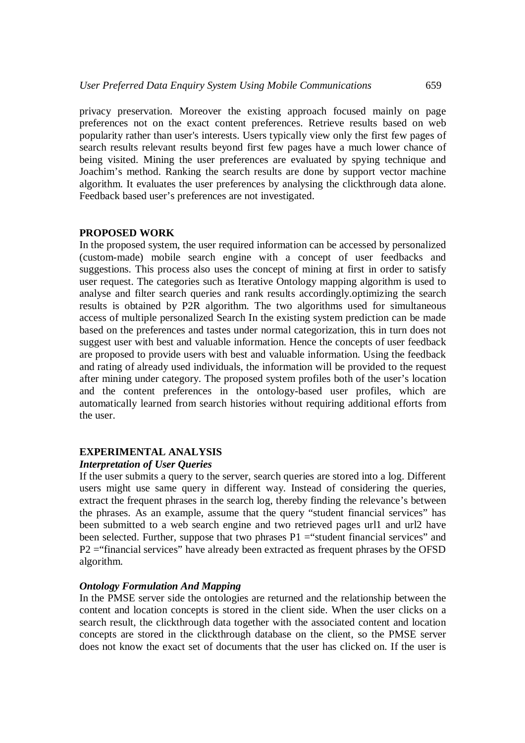privacy preservation. Moreover the existing approach focused mainly on page preferences not on the exact content preferences. Retrieve results based on web popularity rather than user's interests. Users typically view only the first few pages of search results relevant results beyond first few pages have a much lower chance of being visited. Mining the user preferences are evaluated by spying technique and Joachim’s method. Ranking the search results are done by support vector machine algorithm. It evaluates the user preferences by analysing the clickthrough data alone. Feedback based user’s preferences are not investigated.

## PROPOSED WORK

In the proposed system, the user required information can be accessed by personalized (custom-made) mobile search engine with a concept of user feedbacks and suggestions. This process also uses the concept of mining at first in order to satisfy user request. The categories such as Iterative Ontology mapping algorithm is used to analyse and filter search queries and rank results accordingly.optimizing the search results is obtained by P2R algorithm. The two algorithms used for simultaneous access of multiple personalized Search In the existing system prediction can be made based on the preferences and tastes under normal categorization, this in turn does not suggest user with best and valuable information. Hence the concepts of user feedback are proposed to provide users with best and valuable information. Using the feedback and rating of already used individuals, the information will be provided to the request after mining under category. The proposed system profiles both of the user’s location and the content preferences in the ontology-based user profiles, which are automatically learned from search histories without requiring additional efforts from the user.

## EXPERIMENTAL ANALYSIS

### *Interpretation of User Queries*

If the user submits a query to the server, search queries are stored into a log. Different users might use same query in different way. Instead of considering the queries, extract the frequent phrases in the search log, thereby finding the relevance’s between the phrases. As an example, assume that the query “student financial services” has been submitted to a web search engine and two retrieved pages url1 and url2 have been selected. Further, suppose that two phrases P1 =“student financial services” and P2 =“financial services” have already been extracted as frequent phrases by the OFSD algorithm.

### *Ontology Formulation And Mapping*

In the PMSE server side the ontologies are returned and the relationship between the content and location concepts is stored in the client side. When the user clicks on a search result, the clickthrough data together with the associated content and location concepts are stored in the clickthrough database on the client, so the PMSE server does not know the exact set of documents that the user has clicked on. If the user is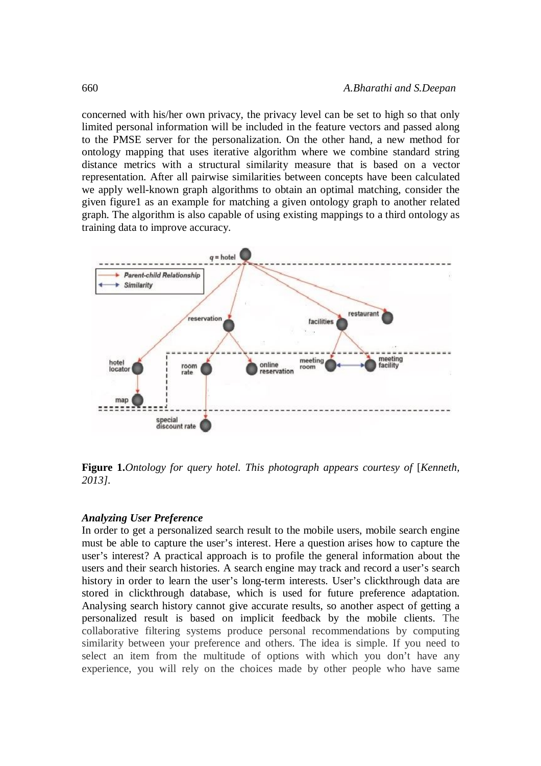concerned with his/her own privacy, the privacy level can be set to high so that only limited personal information will be included in the feature vectors and passed along to the PMSE server for the personalization. On the other hand, a new method for ontology mapping that uses iterative algorithm where we combine standard string distance metrics with a structural similarity measure that is based on a vector representation. After all pairwise similarities between concepts have been calculated we apply well-known graph algorithms to obtain an optimal matching, consider the given figure1 as an example for matching a given ontology graph to another related graph. The algorithm is also capable of using existing mappings to a third ontology as training data to improve accuracy.

**Figure 1.** *Ontology for query hotel. This photograph appears courtesy of* [*Kenneth, 2013].*

### *Analyzing User Preference*

In order to get a personalized search result to the mobile users, mobile search engine must be able to capture the user's interest. Here a question arises how to capture the user's interest? A practical approach is to profile the general information about the users and their search histories. A search engine may track and record a user's search history in order to learn the user's long-term interests. User's clickthrough data are stored in clickthrough database, which is used for future preference adaptation. Analysing search history cannot give accurate results, so another aspect of getting a personalized result is based on implicit feedback by the mobile clients. The collaborative filtering systems produce personal recommendations by computing similarity between your preference and others. The idea is simple. If you need to select an item from the multitude of options with which you don't have any experience, you will rely on the choices made by other people who have same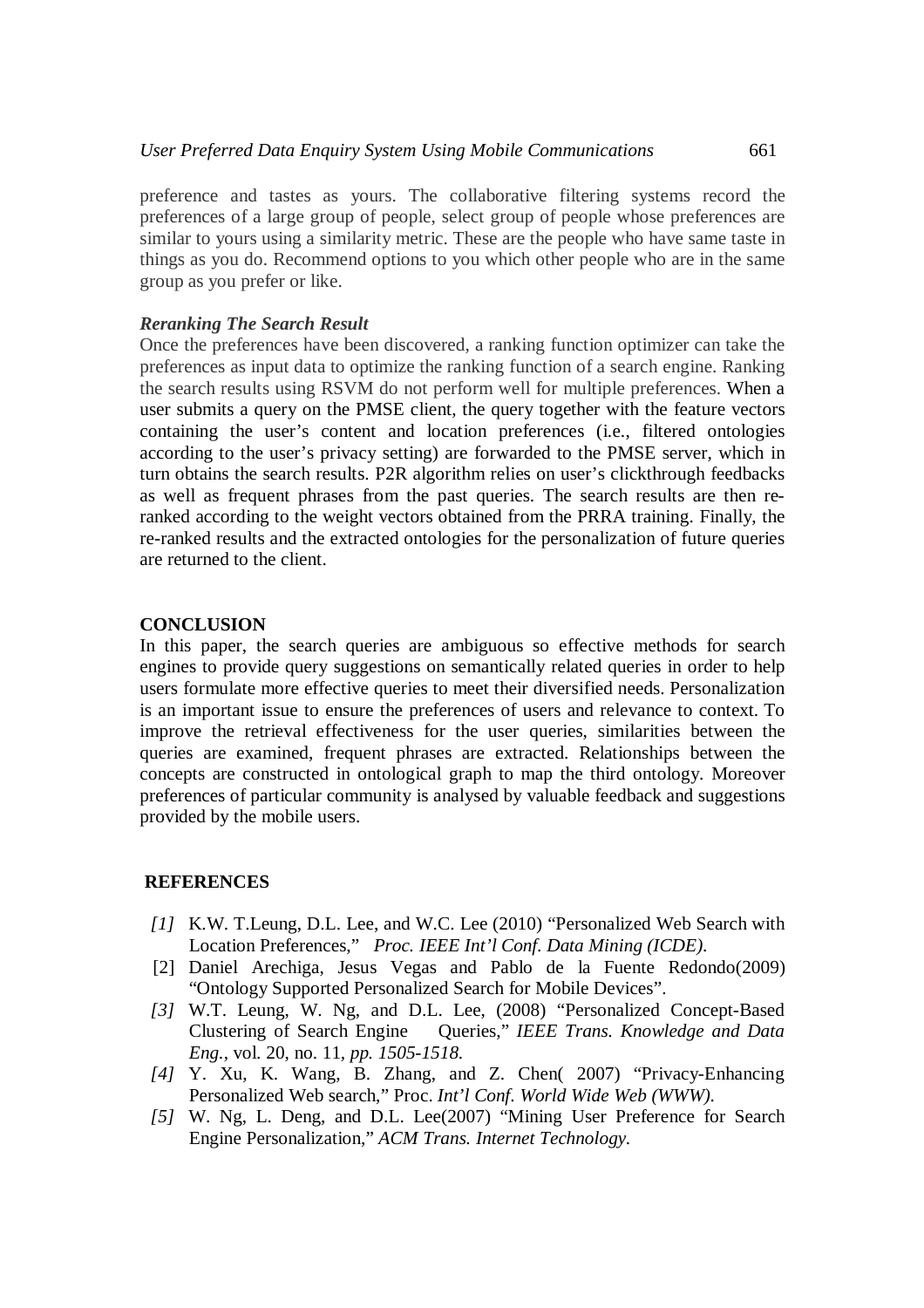preference and tastes as yours. The collaborative filtering systems record the preferences of a large group of people, select group of people whose preferences are similar to yours using a similarity metric. These are the people who have same taste in things as you do. Recommend options to you which other people who are in the same group as you prefer or like.

### *Reranking The Search Result*

Once the preferences have been discovered, a ranking function optimizer can take the preferences as input data to optimize the ranking function of a search engine. Ranking the search results using RSVM do not perform well for multiple preferences. When a user submits a query on the PMSE client, the query together with the feature vectors containing the user's content and location preferences (i.e., filtered ontologies according to the user's privacy setting) are forwarded to the PMSE server, which in turn obtains the search results. P2R algorithm relies on user's clickthrough feedbacks as well as frequent phrases from the past queries. The search results are then re-ranked according to the weight vectors obtained from the PRRA training. Finally, the re-ranked results and the extracted ontologies for the personalization of future queries are returned to the client.

## CONCLUSION

In this paper, the search queries are ambiguous so effective methods for search engines to provide query suggestions on semantically related queries in order to help users formulate more effective queries to meet their diversified needs. Personalization is an important issue to ensure the preferences of users and relevance to context. To improve the retrieval effectiveness for the user queries, similarities between the queries are examined, frequent phrases are extracted. Relationships between the concepts are constructed in ontological graph to map the third ontology. Moreover preferences of particular community is analysed by valuable feedback and suggestions provided by the mobile users.

## REFERENCES

*[1]* K.W. T.Leung, D.L. Lee, and W.C. Lee (2010) "Personalized Web Search with Location Preferences," *Proc. IEEE Int'l Conf. Data Mining (ICDE).*

[2] Daniel Arechiga, Jesus Vegas and Pablo de la Fuente Redondo(2009) "Ontology Supported Personalized Search for Mobile Devices".

*[3]* W.T. Leung, W. Ng, and D.L. Lee, (2008) "Personalized Concept-Based Clustering of Search Engine Queries," *IEEE Trans. Knowledge and Data Eng.*, vol. 20, no. 11, *pp. 1505-1518.*

*[4]* Y. Xu, K. Wang, B. Zhang, and Z. Chen( 2007) "Privacy-Enhancing Personalized Web search," Proc. *Int'l Conf. World Wide Web (WWW).*

*[5]* W. Ng, L. Deng, and D.L. Lee(2007) "Mining User Preference for Search Engine Personalization," *ACM Trans. Internet Technology.*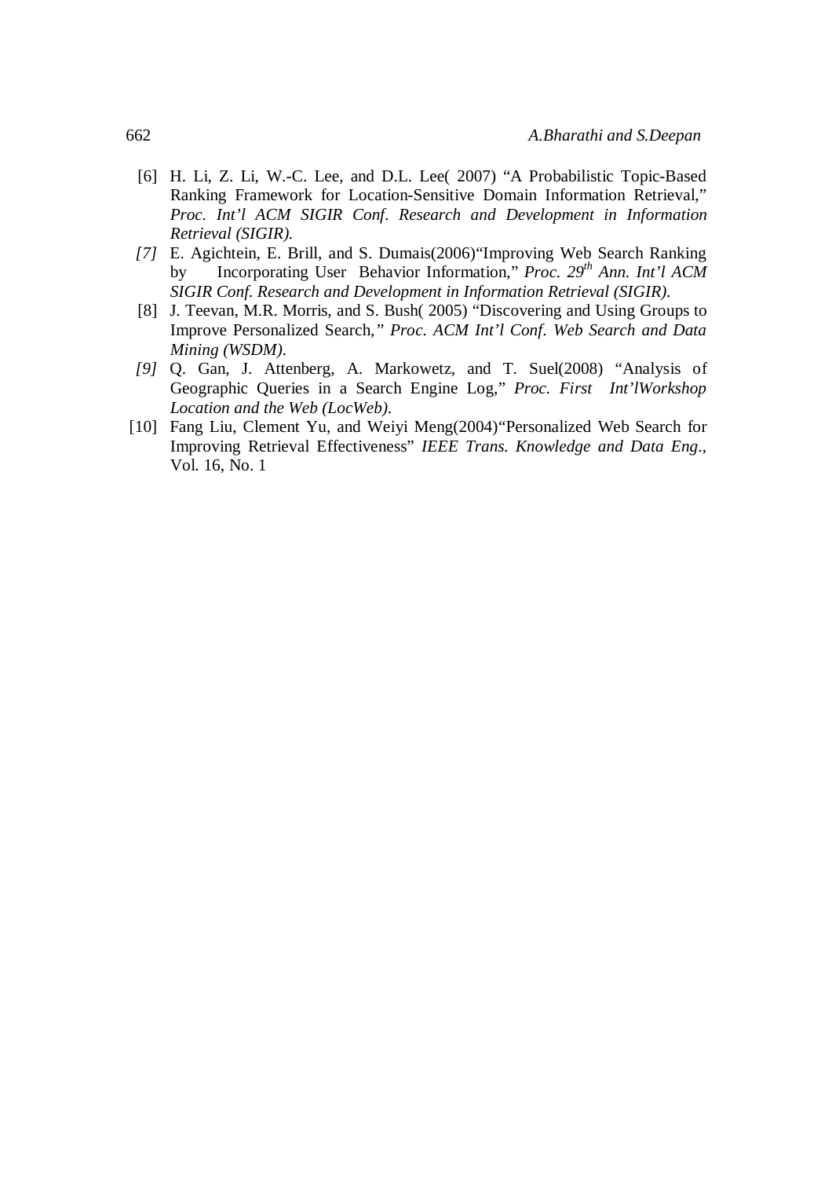[6] H. Li, Z. Li, W.-C. Lee, and D.L. Lee( 2007) "A Probabilistic Topic-Based Ranking Framework for Location-Sensitive Domain Information Retrieval," *Proc. Int'l ACM SIGIR Conf. Research and Development in Information Retrieval (SIGIR).*

*[7]* E. Agichtein, E. Brill, and S. Dumais(2006)"Improving Web Search Ranking by Incorporating User Behavior Information," *Proc. 29th Ann. Int'l ACM SIGIR Conf. Research and Development in Information Retrieval (SIGIR).*

[8] J. Teevan, M.R. Morris, and S. Bush( 2005) "Discovering and Using Groups to Improve Personalized Search,*" Proc. ACM Int'l Conf. Web Search and Data Mining (WSDM).*

*[9]* Q. Gan, J. Attenberg, A. Markowetz, and T. Suel(2008) "Analysis of Geographic Queries in a Search Engine Log," *Proc. First Int'lWorkshop Location and the Web (LocWeb).*

[10] Fang Liu, Clement Yu, and Weiyi Meng(2004)"Personalized Web Search for Improving Retrieval Effectiveness" *IEEE Trans. Knowledge and Data Eng*., Vol. 16, No. 1